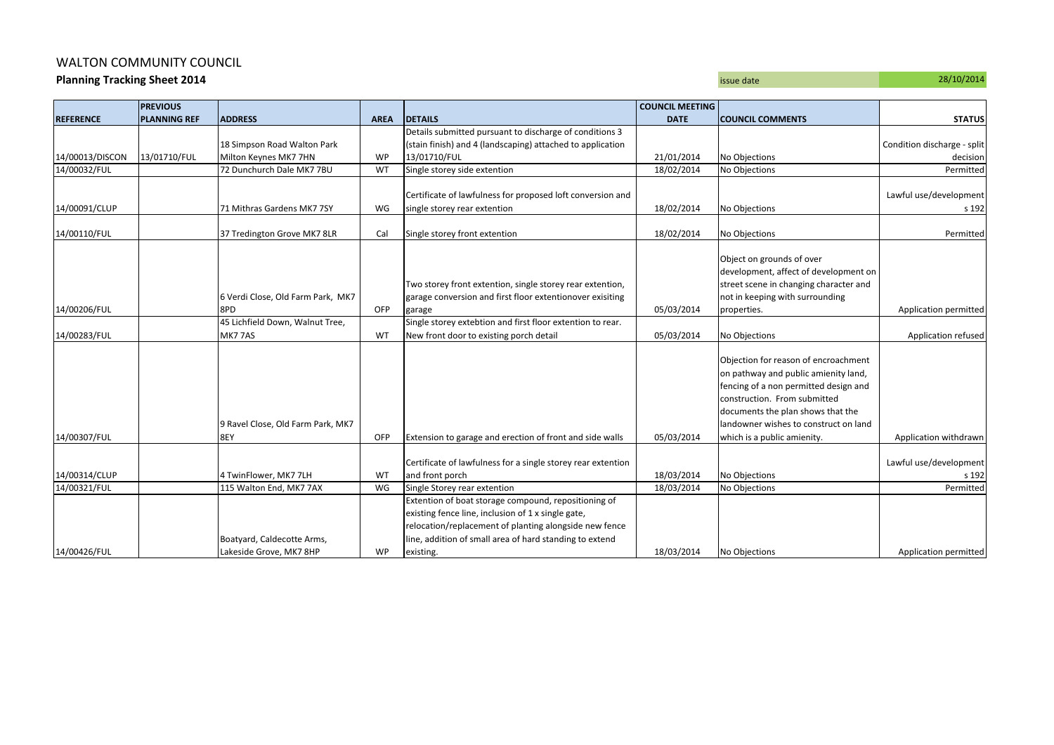# WALTON COMMUNITY COUNCIL

## Planning Tracking Sheet 2014

issue date 28/10/2014

| REFERENCE | PREVIOUS PLANNING REF | ADDRESS | AREA | DETAILS | COUNCIL MEETING DATE | COUNCIL COMMENTS | STATUS |
|---|---|---|---|---|---|---|---|
| 14/00013/DISCON | 13/01710/FUL | 18 Simpson Road Walton Park Milton Keynes MK7 7HN | WP | Details submitted pursuant to discharge of conditions 3 (stain finish) and 4 (landscaping) attached to application 13/01710/FUL | 21/01/2014 | No Objections | Condition discharge - split decision |
| 14/00032/FUL | | 72 Dunchurch Dale MK7 7BU | WT | Single storey side extention | 18/02/2014 | No Objections | Permitted |
| 14/00091/CLUP | | 71 Mithras Gardens MK7 7SY | WG | Certificate of lawfulness for proposed loft conversion and single storey rear extention | 18/02/2014 | No Objections | Lawful use/development s 192 |
| 14/00110/FUL | | 37 Tredington Grove MK7 8LR | Cal | Single storey front extention | 18/02/2014 | No Objections | Permitted |
| 14/00206/FUL | | 6 Verdi Close, Old Farm Park, MK7 8PD | OFP | Two storey front extention, single storey rear extention, garage conversion and first floor extentionover exisiting garage | 05/03/2014 | Object on grounds of over development, affect of development on street scene in changing character and not in keeping with surrounding properties. | Application permitted |
| 14/00283/FUL | | 45 Lichfield Down, Walnut Tree, MK7 7AS | WT | Single storey extebtion and first floor extention to rear. New front door to existing porch detail | 05/03/2014 | No Objections | Application refused |
| 14/00307/FUL | | 9 Ravel Close, Old Farm Park, MK7 8EY | OFP | Extension to garage and erection of front and side walls | 05/03/2014 | Objection for reason of encroachment on pathway and public amienity land, fencing of a non permitted design and construction. From submitted documents the plan shows that the landowner wishes to construct on land which is a public amienity. | Application withdrawn |
| 14/00314/CLUP | | 4 TwinFlower, MK7 7LH | WT | Certificate of lawfulness for a single storey rear extention and front porch | 18/03/2014 | No Objections | Lawful use/development s 192 |
| 14/00321/FUL | | 115 Walton End, MK7 7AX | WG | Single Storey rear extention | 18/03/2014 | No Objections | Permitted |
| 14/00426/FUL | | Boatyard, Caldecotte Arms, Lakeside Grove, MK7 8HP | WP | Extention of boat storage compound, repositioning of existing fence line, inclusion of 1 x single gate, relocation/replacement of planting alongside new fence line, addition of small area of hard standing to extend existing. | 18/03/2014 | No Objections | Application permitted |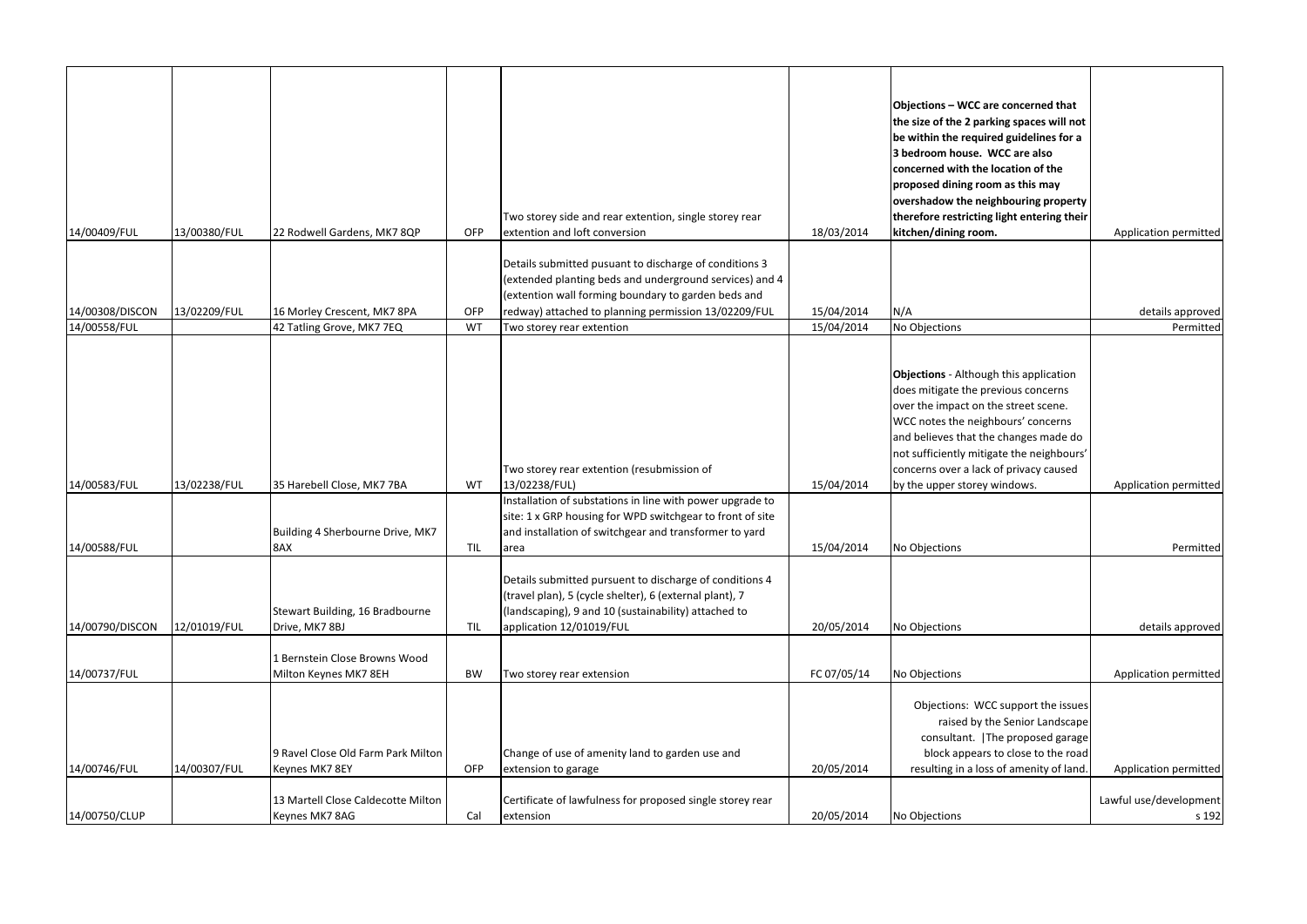| | | | | | | | |
|---|---|---|---|---|---|---|---|
| 14/00409/FUL | 13/00380/FUL | 22 Rodwell Gardens, MK7 8QP | OFP | Two storey side and rear extention, single storey rear extention and loft conversion | 18/03/2014 | **Objections – WCC are concerned that the size of the 2 parking spaces will not be within the required guidelines for a 3 bedroom house. WCC are also concerned with the location of the proposed dining room as this may overshadow the neighbouring property therefore restricting light entering their kitchen/dining room.** | Application permitted |
| 14/00308/DISCON | 13/02209/FUL | 16 Morley Crescent, MK7 8PA | OFP | Details submitted pusuant to discharge of conditions 3 (extended planting beds and underground services) and 4 (extention wall forming boundary to garden beds and redway) attached to planning permission 13/02209/FUL | 15/04/2014 | N/A | details approved |
| 14/00558/FUL | | 42 Tatling Grove, MK7 7EQ | WT | Two storey rear extention | 15/04/2014 | No Objections | Permitted |
| 14/00583/FUL | 13/02238/FUL | 35 Harebell Close, MK7 7BA | WT | Two storey rear extention (resubmission of 13/02238/FUL) | 15/04/2014 | **Objections** - Although this application does mitigate the previous concerns over the impact on the street scene. WCC notes the neighbours' concerns and believes that the changes made do not sufficiently mitigate the neighbours' concerns over a lack of privacy caused by the upper storey windows. | Application permitted |
| 14/00588/FUL | | Building 4 Sherbourne Drive, MK7 8AX | TIL | Installation of substations in line with power upgrade to site: 1 x GRP housing for WPD switchgear to front of site and installation of switchgear and transformer to yard area | 15/04/2014 | No Objections | Permitted |
| 14/00790/DISCON | 12/01019/FUL | Stewart Building, 16 Bradbourne Drive, MK7 8BJ | TIL | Details submitted pursuent to discharge of conditions 4 (travel plan), 5 (cycle shelter), 6 (external plant), 7 (landscaping), 9 and 10 (sustainability) attached to application 12/01019/FUL | 20/05/2014 | No Objections | details approved |
| 14/00737/FUL | | 1 Bernstein Close Browns Wood Milton Keynes MK7 8EH | BW | Two storey rear extension | FC 07/05/14 | No Objections | Application permitted |
| 14/00746/FUL | 14/00307/FUL | 9 Ravel Close Old Farm Park Milton Keynes MK7 8EY | OFP | Change of use of amenity land to garden use and extension to garage | 20/05/2014 | Objections: WCC support the issues raised by the Senior Landscape consultant. \|The proposed garage block appears to close to the road resulting in a loss of amenity of land. | Application permitted |
| 14/00750/CLUP | | 13 Martell Close Caldecotte Milton Keynes MK7 8AG | Cal | Certificate of lawfulness for proposed single storey rear extension | 20/05/2014 | No Objections | Lawful use/development s 192 |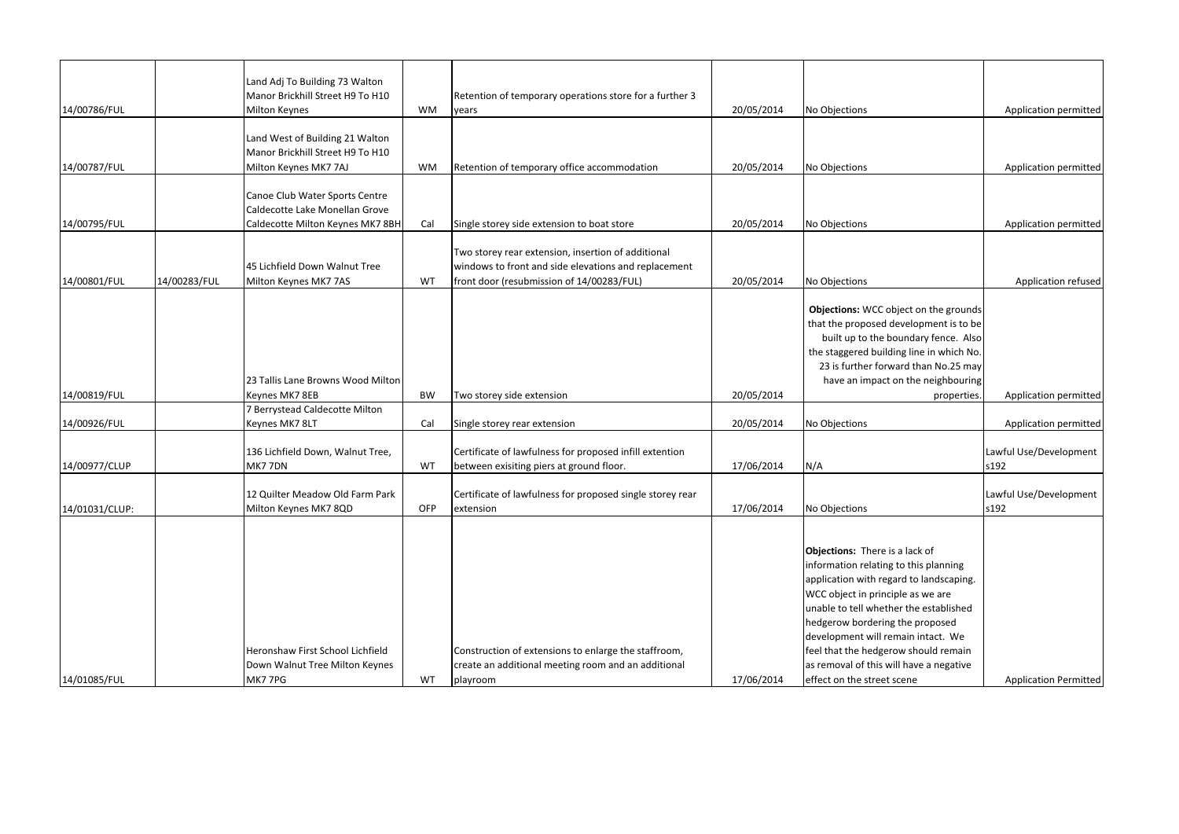| | | | | | | | |
|---|---|---|---|---|---|---|---|
| 14/00786/FUL | | Land Adj To Building 73 Walton Manor Brickhill Street H9 To H10 Milton Keynes | WM | Retention of temporary operations store for a further 3 years | 20/05/2014 | No Objections | Application permitted |
| 14/00787/FUL | | Land West of Building 21 Walton Manor Brickhill Street H9 To H10 Milton Keynes MK7 7AJ | WM | Retention of temporary office accommodation | 20/05/2014 | No Objections | Application permitted |
| 14/00795/FUL | | Canoe Club Water Sports Centre Caldecotte Lake Monellan Grove Caldecotte Milton Keynes MK7 8BH | Cal | Single storey side extension to boat store | 20/05/2014 | No Objections | Application permitted |
| 14/00801/FUL | 14/00283/FUL | 45 Lichfield Down Walnut Tree Milton Keynes MK7 7AS | WT | Two storey rear extension, insertion of additional windows to front and side elevations and replacement front door (resubmission of 14/00283/FUL) | 20/05/2014 | No Objections | Application refused |
| 14/00819/FUL | | 23 Tallis Lane Browns Wood Milton Keynes MK7 8EB | BW | Two storey side extension | 20/05/2014 | **Objections:** WCC object on the grounds that the proposed development is to be built up to the boundary fence. Also the staggered building line in which No. 23 is further forward than No.25 may have an impact on the neighbouring properties. | Application permitted |
| 14/00926/FUL | | 7 Berrystead Caldecotte Milton Keynes MK7 8LT | Cal | Single storey rear extension | 20/05/2014 | No Objections | Application permitted |
| 14/00977/CLUP | | 136 Lichfield Down, Walnut Tree, MK7 7DN | WT | Certificate of lawfulness for proposed infill extention between exisiting piers at ground floor. | 17/06/2014 | N/A | Lawful Use/Development s192 |
| 14/01031/CLUP: | | 12 Quilter Meadow Old Farm Park Milton Keynes MK7 8QD | OFP | Certificate of lawfulness for proposed single storey rear extension | 17/06/2014 | No Objections | Lawful Use/Development s192 |
| 14/01085/FUL | | Heronshaw First School Lichfield Down Walnut Tree Milton Keynes MK7 7PG | WT | Construction of extensions to enlarge the staffroom, create an additional meeting room and an additional playroom | 17/06/2014 | **Objections:** There is a lack of information relating to this planning application with regard to landscaping. WCC object in principle as we are unable to tell whether the established hedgerow bordering the proposed development will remain intact. We feel that the hedgerow should remain as removal of this will have a negative effect on the street scene | Application Permitted |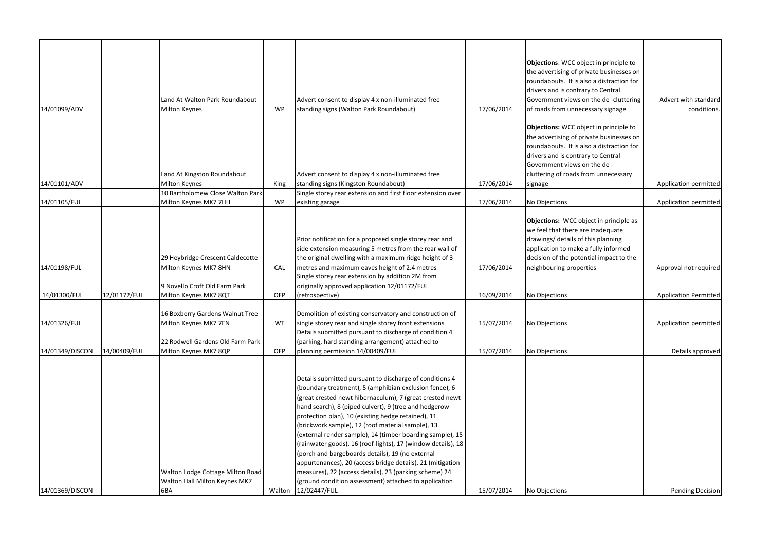| | | | | | | | |
|---|---|---|---|---|---|---|---|
| 14/01099/ADV | | Land At Walton Park Roundabout Milton Keynes | WP | Advert consent to display 4 x non-illuminated free standing signs (Walton Park Roundabout) | 17/06/2014 | **Objections**: WCC object in principle to the advertising of private businesses on roundabouts. It is also a distraction for drivers and is contrary to Central Government views on the de -cluttering of roads from unnecessary signage | Advert with standard conditions. |
| 14/01101/ADV | | Land At Kingston Roundabout Milton Keynes | King | Advert consent to display 4 x non-illuminated free standing signs (Kingston Roundabout) | 17/06/2014 | **Objections:** WCC object in principle to the advertising of private businesses on roundabouts. It is also a distraction for drivers and is contrary to Central Government views on the de - cluttering of roads from unnecessary signage | Application permitted |
| 14/01105/FUL | | 10 Bartholomew Close Walton Park Milton Keynes MK7 7HH | WP | Single storey rear extension and first floor extension over existing garage | 17/06/2014 | No Objections | Application permitted |
| 14/01198/FUL | | 29 Heybridge Crescent Caldecotte Milton Keynes MK7 8HN | CAL | Prior notification for a proposed single storey rear and side extension measuring 5 metres from the rear wall of the original dwelling with a maximum ridge height of 3 metres and maximum eaves height of 2.4 metres | 17/06/2014 | **Objections:** WCC object in principle as we feel that there are inadequate drawings/ details of this planning application to make a fully informed decision of the potential impact to the neighbouring properties | Approval not required |
| 14/01300/FUL | 12/01172/FUL | 9 Novello Croft Old Farm Park Milton Keynes MK7 8QT | OFP | Single storey rear extension by addition 2M from originally approved application 12/01172/FUL (retrospective) | 16/09/2014 | No Objections | Application Permitted |
| 14/01326/FUL | | 16 Boxberry Gardens Walnut Tree Milton Keynes MK7 7EN | WT | Demolition of existing conservatory and construction of single storey rear and single storey front extensions | 15/07/2014 | No Objections | Application permitted |
| 14/01349/DISCON | 14/00409/FUL | 22 Rodwell Gardens Old Farm Park Milton Keynes MK7 8QP | OFP | Details submitted pursuant to discharge of condition 4 (parking, hard standing arrangement) attached to planning permission 14/00409/FUL | 15/07/2014 | No Objections | Details approved |
| 14/01369/DISCON | | Walton Lodge Cottage Milton Road Walton Hall Milton Keynes MK7 6BA | Walton | Details submitted pursuant to discharge of conditions 4 (boundary treatment), 5 (amphibian exclusion fence), 6 (great crested newt hibernaculum), 7 (great crested newt hand search), 8 (piped culvert), 9 (tree and hedgerow protection plan), 10 (existing hedge retained), 11 (brickwork sample), 12 (roof material sample), 13 (external render sample), 14 (timber boarding sample), 15 (rainwater goods), 16 (roof-lights), 17 (window details), 18 (porch and bargeboards details), 19 (no external appurtenances), 20 (access bridge details), 21 (mitigation measures), 22 (access details), 23 (parking scheme) 24 (ground condition assessment) attached to application 12/02447/FUL | 15/07/2014 | No Objections | Pending Decision |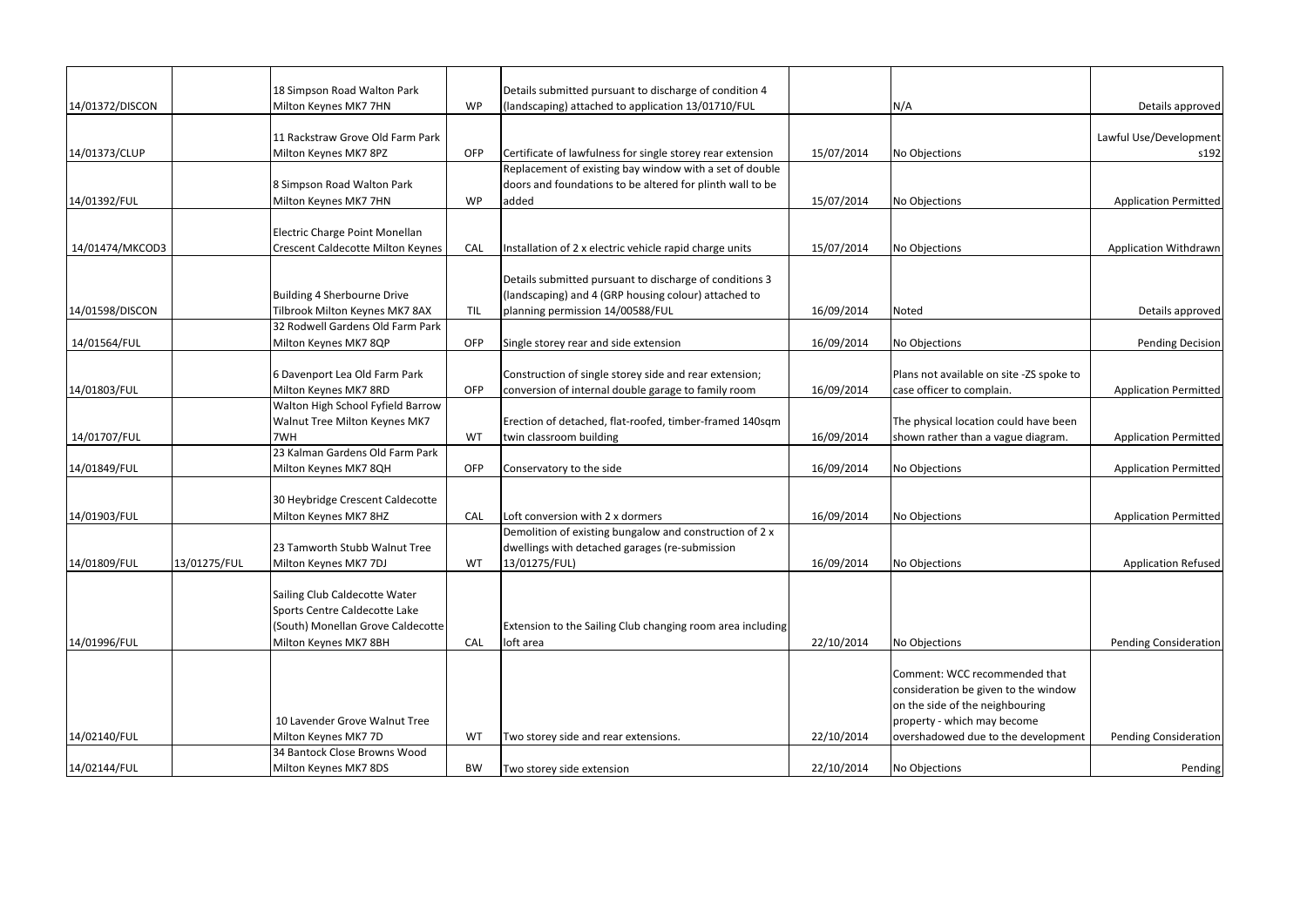| | | | | | | | |
|---|---|---|---|---|---|---|---|
| 14/01372/DISCON | | 18 Simpson Road Walton Park Milton Keynes MK7 7HN | WP | Details submitted pursuant to discharge of condition 4 (landscaping) attached to application 13/01710/FUL | | N/A | Details approved |
| 14/01373/CLUP | | 11 Rackstraw Grove Old Farm Park Milton Keynes MK7 8PZ | OFP | Certificate of lawfulness for single storey rear extension | 15/07/2014 | No Objections | Lawful Use/Development s192 |
| 14/01392/FUL | | 8 Simpson Road Walton Park Milton Keynes MK7 7HN | WP | Replacement of existing bay window with a set of double doors and foundations to be altered for plinth wall to be added | 15/07/2014 | No Objections | Application Permitted |
| 14/01474/MKCOD3 | | Electric Charge Point Monellan Crescent Caldecotte Milton Keynes | CAL | Installation of 2 x electric vehicle rapid charge units | 15/07/2014 | No Objections | Application Withdrawn |
| 14/01598/DISCON | | Building 4 Sherbourne Drive Tilbrook Milton Keynes MK7 8AX | TIL | Details submitted pursuant to discharge of conditions 3 (landscaping) and 4 (GRP housing colour) attached to planning permission 14/00588/FUL | 16/09/2014 | Noted | Details approved |
| 14/01564/FUL | | 32 Rodwell Gardens Old Farm Park Milton Keynes MK7 8QP | OFP | Single storey rear and side extension | 16/09/2014 | No Objections | Pending Decision |
| 14/01803/FUL | | 6 Davenport Lea Old Farm Park Milton Keynes MK7 8RD | OFP | Construction of single storey side and rear extension; conversion of internal double garage to family room | 16/09/2014 | Plans not available on site -ZS spoke to case officer to complain. | Application Permitted |
| 14/01707/FUL | | Walton High School Fyfield Barrow Walnut Tree Milton Keynes MK7 7WH | WT | Erection of detached, flat-roofed, timber-framed 140sqm twin classroom building | 16/09/2014 | The physical location could have been shown rather than a vague diagram. | Application Permitted |
| 14/01849/FUL | | 23 Kalman Gardens Old Farm Park Milton Keynes MK7 8QH | OFP | Conservatory to the side | 16/09/2014 | No Objections | Application Permitted |
| 14/01903/FUL | | 30 Heybridge Crescent Caldecotte Milton Keynes MK7 8HZ | CAL | Loft conversion with 2 x dormers | 16/09/2014 | No Objections | Application Permitted |
| 14/01809/FUL | 13/01275/FUL | 23 Tamworth Stubb Walnut Tree Milton Keynes MK7 7DJ | WT | Demolition of existing bungalow and construction of 2 x dwellings with detached garages (re-submission 13/01275/FUL) | 16/09/2014 | No Objections | Application Refused |
| 14/01996/FUL | | Sailing Club Caldecotte Water Sports Centre Caldecotte Lake (South) Monellan Grove Caldecotte Milton Keynes MK7 8BH | CAL | Extension to the Sailing Club changing room area including loft area | 22/10/2014 | No Objections | Pending Consideration |
| 14/02140/FUL | | 10 Lavender Grove Walnut Tree Milton Keynes MK7 7D | WT | Two storey side and rear extensions. | 22/10/2014 | Comment: WCC recommended that consideration be given to the window on the side of the neighbouring property - which may become overshadowed due to the development | Pending Consideration |
| 14/02144/FUL | | 34 Bantock Close Browns Wood Milton Keynes MK7 8DS | BW | Two storey side extension | 22/10/2014 | No Objections | Pending |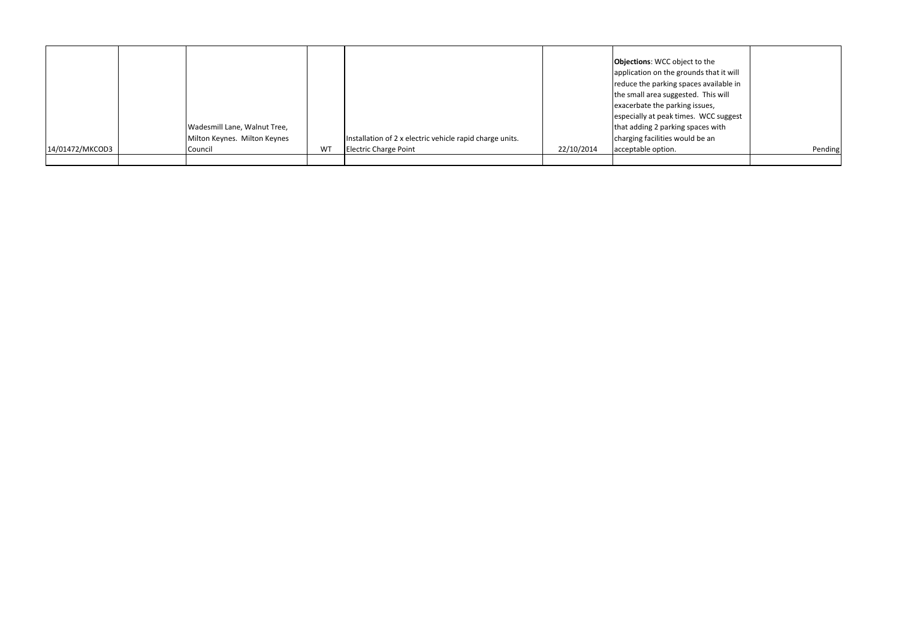| | | | | | | | |
|---|---|---|---|---|---|---|---|
| 14/01472/MKCOD3 | | Wadesmill Lane, Walnut Tree, Milton Keynes. Milton Keynes Council | WT | Installation of 2 x electric vehicle rapid charge units. Electric Charge Point | 22/10/2014 | **Objections**: WCC object to the application on the grounds that it will reduce the parking spaces available in the small area suggested. This will exacerbate the parking issues, especially at peak times. WCC suggest that adding 2 parking spaces with charging facilities would be an acceptable option. | Pending |
| | | | | | | | |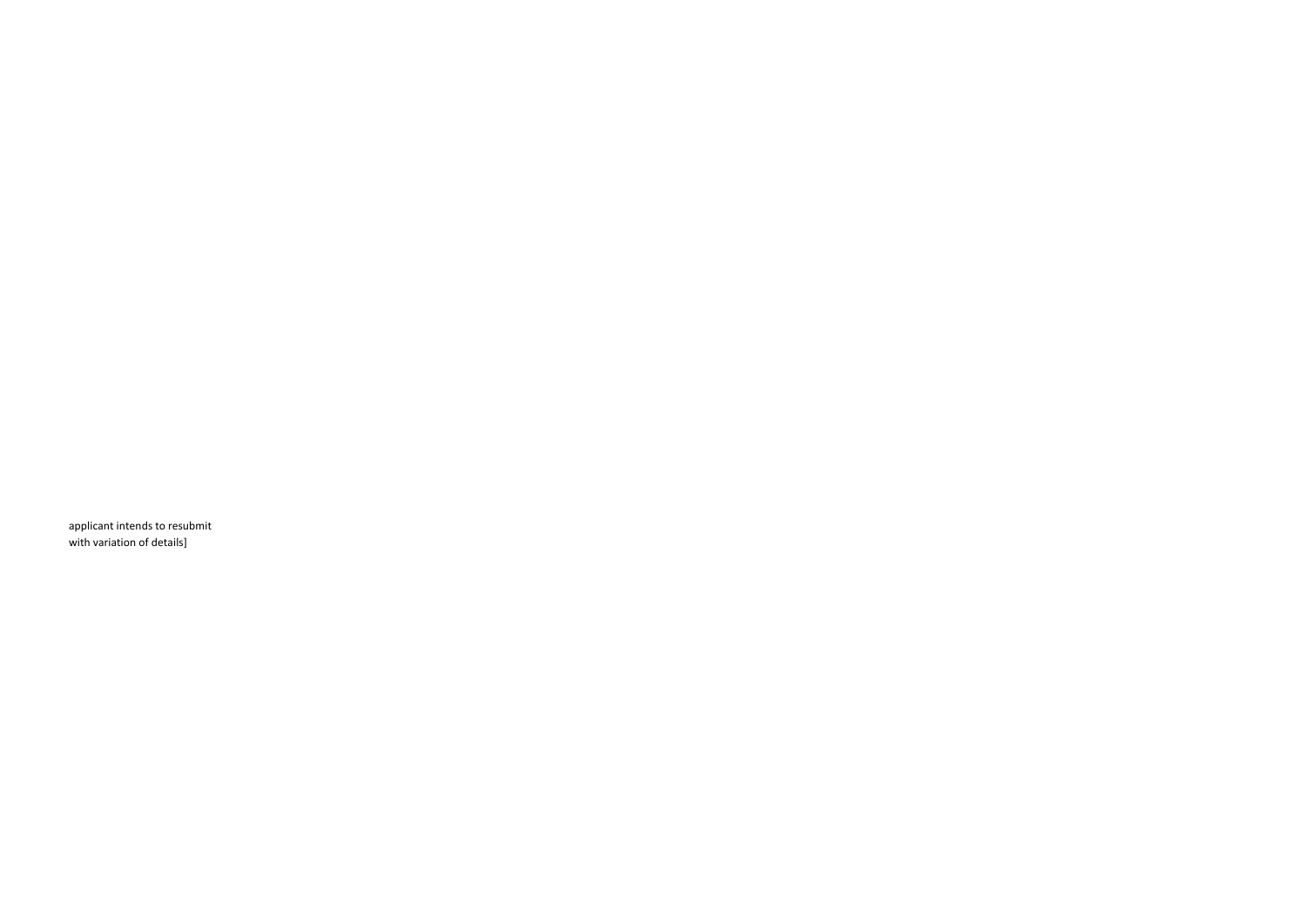applicant intends to resubmit
with variation of details]